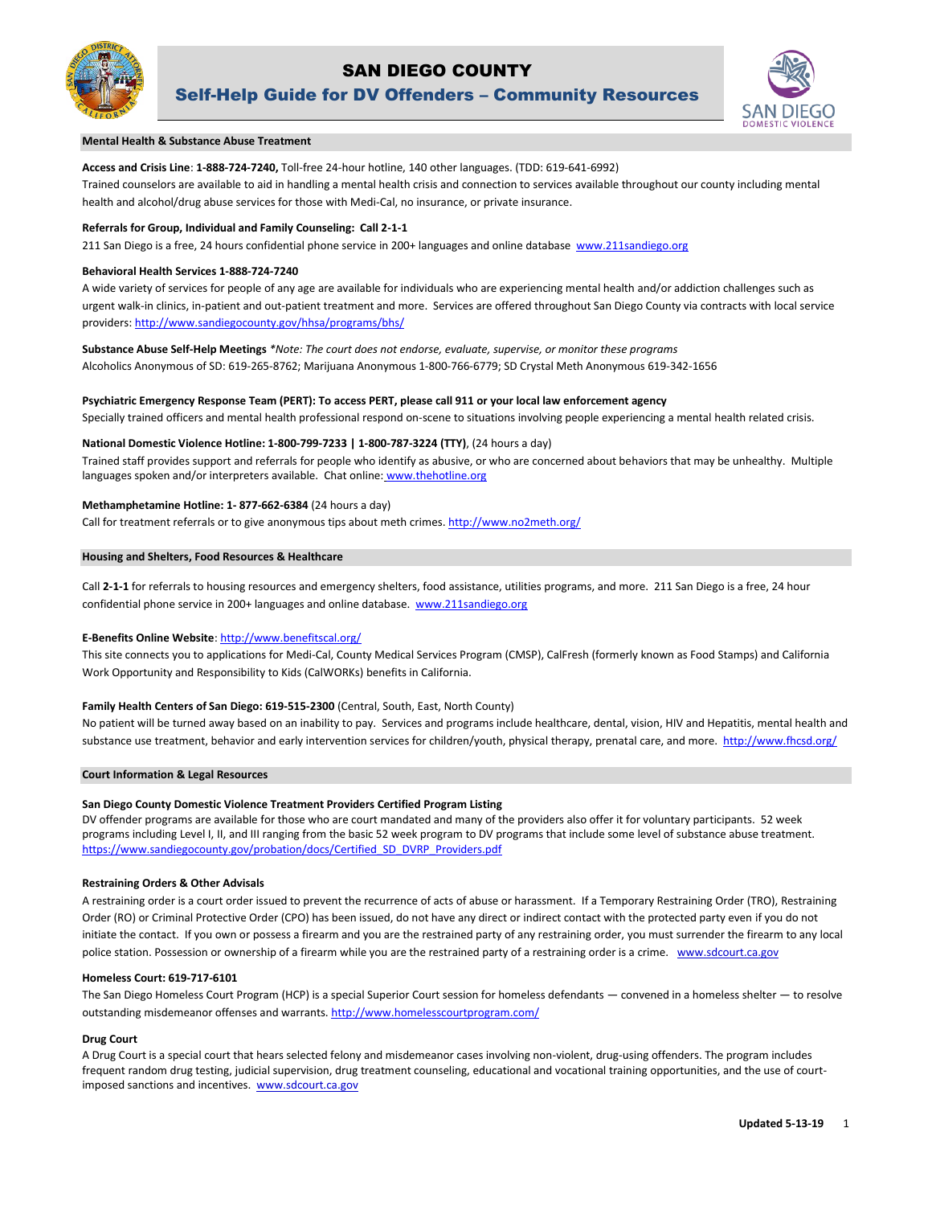# SAN DIEGO COUNTY

## Self-Help Guide for DV Offenders – Community Resources

### Mental Health & Substance Abuse Treatment

**Access and Crisis Line**: **1-888-724-7240,** Toll-free 24-hour hotline, 140 other languages. (TDD: 619-641-6992)
Trained counselors are available to aid in handling a mental health crisis and connection to services available throughout our county including mental health and alcohol/drug abuse services for those with Medi-Cal, no insurance, or private insurance.

**Referrals for Group, Individual and Family Counseling: Call 2-1-1**
211 San Diego is a free, 24 hours confidential phone service in 200+ languages and online database www.211sandiego.org

**Behavioral Health Services 1-888-724-7240**
A wide variety of services for people of any age are available for individuals who are experiencing mental health and/or addiction challenges such as urgent walk-in clinics, in-patient and out-patient treatment and more. Services are offered throughout San Diego County via contracts with local service providers: http://www.sandiegocounty.gov/hhsa/programs/bhs/

**Substance Abuse Self-Help Meetings** *\*Note: The court does not endorse, evaluate, supervise, or monitor these programs*
Alcoholics Anonymous of SD: 619-265-8762; Marijuana Anonymous 1-800-766-6779; SD Crystal Meth Anonymous 619-342-1656

**Psychiatric Emergency Response Team (PERT): To access PERT, please call 911 or your local law enforcement agency**
Specially trained officers and mental health professional respond on-scene to situations involving people experiencing a mental health related crisis.

**National Domestic Violence Hotline: 1-800-799-7233 | 1-800-787-3224 (TTY)**, (24 hours a day)
Trained staff provides support and referrals for people who identify as abusive, or who are concerned about behaviors that may be unhealthy. Multiple languages spoken and/or interpreters available. Chat online: www.thehotline.org

**Methamphetamine Hotline: 1- 877-662-6384** (24 hours a day)
Call for treatment referrals or to give anonymous tips about meth crimes. http://www.no2meth.org/

### Housing and Shelters, Food Resources & Healthcare

Call **2-1-1** for referrals to housing resources and emergency shelters, food assistance, utilities programs, and more. 211 San Diego is a free, 24 hour confidential phone service in 200+ languages and online database. www.211sandiego.org

**E-Benefits Online Website**: http://www.benefitscal.org/
This site connects you to applications for Medi-Cal, County Medical Services Program (CMSP), CalFresh (formerly known as Food Stamps) and California Work Opportunity and Responsibility to Kids (CalWORKs) benefits in California.

**Family Health Centers of San Diego: 619-515-2300** (Central, South, East, North County)
No patient will be turned away based on an inability to pay. Services and programs include healthcare, dental, vision, HIV and Hepatitis, mental health and substance use treatment, behavior and early intervention services for children/youth, physical therapy, prenatal care, and more. http://www.fhcsd.org/

### Court Information & Legal Resources

**San Diego County Domestic Violence Treatment Providers Certified Program Listing**
DV offender programs are available for those who are court mandated and many of the providers also offer it for voluntary participants. 52 week programs including Level I, II, and III ranging from the basic 52 week program to DV programs that include some level of substance abuse treatment.
https://www.sandiegocounty.gov/probation/docs/Certified_SD_DVRP_Providers.pdf

**Restraining Orders & Other Advisals**
A restraining order is a court order issued to prevent the recurrence of acts of abuse or harassment. If a Temporary Restraining Order (TRO), Restraining Order (RO) or Criminal Protective Order (CPO) has been issued, do not have any direct or indirect contact with the protected party even if you do not initiate the contact. If you own or possess a firearm and you are the restrained party of any restraining order, you must surrender the firearm to any local police station. Possession or ownership of a firearm while you are the restrained party of a restraining order is a crime. www.sdcourt.ca.gov

**Homeless Court: 619-717-6101**
The San Diego Homeless Court Program (HCP) is a special Superior Court session for homeless defendants — convened in a homeless shelter — to resolve outstanding misdemeanor offenses and warrants. http://www.homelesscourtprogram.com/

**Drug Court**
A Drug Court is a special court that hears selected felony and misdemeanor cases involving non-violent, drug-using offenders. The program includes frequent random drug testing, judicial supervision, drug treatment counseling, educational and vocational training opportunities, and the use of court-imposed sanctions and incentives. www.sdcourt.ca.gov

**Updated 5-13-19**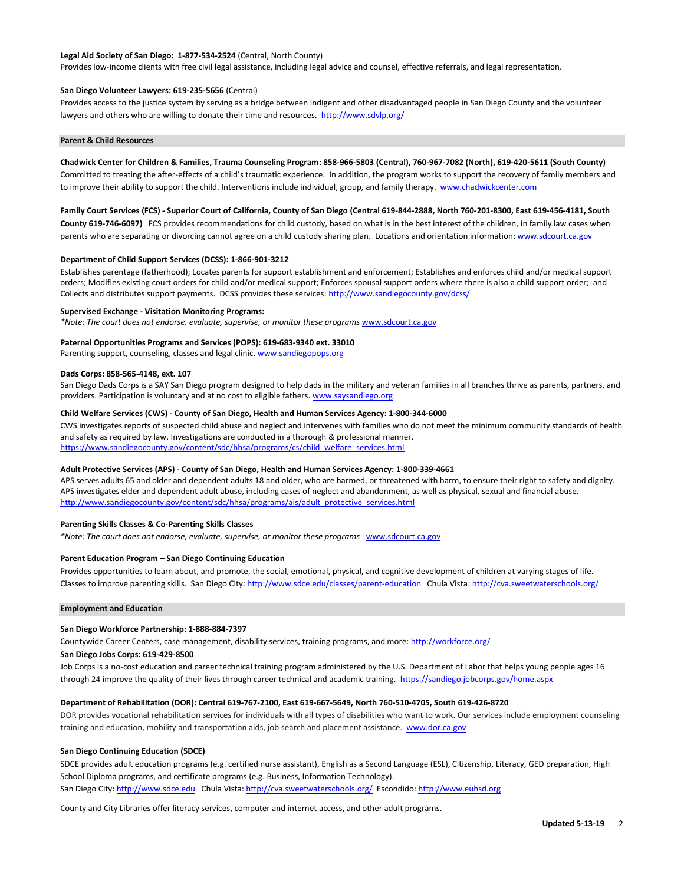**Legal Aid Society of San Diego: 1-877-534-2524** (Central, North County)
Provides low-income clients with free civil legal assistance, including legal advice and counsel, effective referrals, and legal representation.

**San Diego Volunteer Lawyers: 619-235-5656** (Central)
Provides access to the justice system by serving as a bridge between indigent and other disadvantaged people in San Diego County and the volunteer lawyers and others who are willing to donate their time and resources. http://www.sdvlp.org/

## Parent & Child Resources

**Chadwick Center for Children & Families, Trauma Counseling Program: 858-966-5803 (Central), 760-967-7082 (North), 619-420-5611 (South County)**
Committed to treating the after-effects of a child's traumatic experience. In addition, the program works to support the recovery of family members and to improve their ability to support the child. Interventions include individual, group, and family therapy. www.chadwickcenter.com

**Family Court Services (FCS) - Superior Court of California, County of San Diego (Central 619-844-2888, North 760-201-8300, East 619-456-4181, South County 619-746-6097)** FCS provides recommendations for child custody, based on what is in the best interest of the children, in family law cases when parents who are separating or divorcing cannot agree on a child custody sharing plan. Locations and orientation information: www.sdcourt.ca.gov

**Department of Child Support Services (DCSS): 1-866-901-3212**
Establishes parentage (fatherhood); Locates parents for support establishment and enforcement; Establishes and enforces child and/or medical support orders; Modifies existing court orders for child and/or medical support; Enforces spousal support orders where there is also a child support order; and Collects and distributes support payments. DCSS provides these services: http://www.sandiegocounty.gov/dcss/

**Supervised Exchange - Visitation Monitoring Programs:**
*\*Note: The court does not endorse, evaluate, supervise, or monitor these programs* www.sdcourt.ca.gov

**Paternal Opportunities Programs and Services (POPS): 619-683-9340 ext. 33010**
Parenting support, counseling, classes and legal clinic. www.sandiegopops.org

**Dads Corps: 858-565-4148, ext. 107**
San Diego Dads Corps is a SAY San Diego program designed to help dads in the military and veteran families in all branches thrive as parents, partners, and providers. Participation is voluntary and at no cost to eligible fathers. www.saysandiego.org

**Child Welfare Services (CWS) - County of San Diego, Health and Human Services Agency: 1-800-344-6000**
CWS investigates reports of suspected child abuse and neglect and intervenes with families who do not meet the minimum community standards of health and safety as required by law. Investigations are conducted in a thorough & professional manner.
https://www.sandiegocounty.gov/content/sdc/hhsa/programs/cs/child_welfare_services.html

**Adult Protective Services (APS) - County of San Diego, Health and Human Services Agency: 1-800-339-4661**
APS serves adults 65 and older and dependent adults 18 and older, who are harmed, or threatened with harm, to ensure their right to safety and dignity. APS investigates elder and dependent adult abuse, including cases of neglect and abandonment, as well as physical, sexual and financial abuse.
http://www.sandiegocounty.gov/content/sdc/hhsa/programs/ais/adult_protective_services.html

**Parenting Skills Classes & Co-Parenting Skills Classes**
*\*Note: The court does not endorse, evaluate, supervise, or monitor these programs* www.sdcourt.ca.gov

**Parent Education Program – San Diego Continuing Education**
Provides opportunities to learn about, and promote, the social, emotional, physical, and cognitive development of children at varying stages of life. Classes to improve parenting skills. San Diego City: http://www.sdce.edu/classes/parent-education Chula Vista: http://cva.sweetwaterschools.org/

## Employment and Education

**San Diego Workforce Partnership: 1-888-884-7397**
Countywide Career Centers, case management, disability services, training programs, and more: http://workforce.org/

**San Diego Jobs Corps: 619-429-8500**
Job Corps is a no-cost education and career technical training program administered by the U.S. Department of Labor that helps young people ages 16 through 24 improve the quality of their lives through career technical and academic training. https://sandiego.jobcorps.gov/home.aspx

**Department of Rehabilitation (DOR): Central 619-767-2100, East 619-667-5649, North 760-510-4705, South 619-426-8720**
DOR provides vocational rehabilitation services for individuals with all types of disabilities who want to work. Our services include employment counseling training and education, mobility and transportation aids, job search and placement assistance. www.dor.ca.gov

**San Diego Continuing Education (SDCE)**
SDCE provides adult education programs (e.g. certified nurse assistant), English as a Second Language (ESL), Citizenship, Literacy, GED preparation, High School Diploma programs, and certificate programs (e.g. Business, Information Technology).
San Diego City: http://www.sdce.edu Chula Vista: http://cva.sweetwaterschools.org/ Escondido: http://www.euhsd.org

County and City Libraries offer literacy services, computer and internet access, and other adult programs.

**Updated 5-13-19**